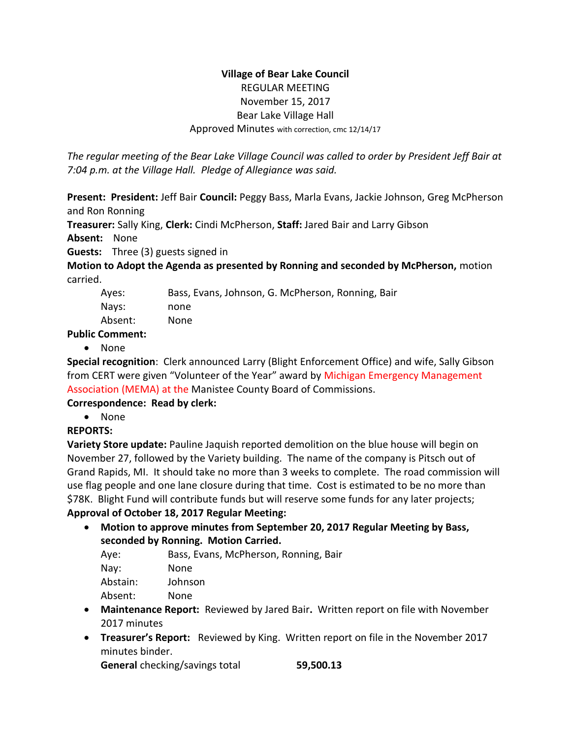**Village of Bear Lake Council**
REGULAR MEETING
November 15, 2017
Bear Lake Village Hall
Approved Minutes with correction, cmc 12/14/17

*The regular meeting of the Bear Lake Village Council was called to order by President Jeff Bair at 7:04 p.m. at the Village Hall. Pledge of Allegiance was said.*

**Present: President:** Jeff Bair **Council:** Peggy Bass, Marla Evans, Jackie Johnson, Greg McPherson and Ron Ronning
**Treasurer:** Sally King, **Clerk:** Cindi McPherson, **Staff:** Jared Bair and Larry Gibson
**Absent:** None
**Guests:** Three (3) guests signed in
**Motion to Adopt the Agenda as presented by Ronning and seconded by McPherson,** motion carried.

Ayes: Bass, Evans, Johnson, G. McPherson, Ronning, Bair
Nays: none
Absent: None

**Public Comment:**

- None

**Special recognition**: Clerk announced Larry (Blight Enforcement Office) and wife, Sally Gibson from CERT were given "Volunteer of the Year" award by Michigan Emergency Management Association (MEMA) at the Manistee County Board of Commissions.

**Correspondence: Read by clerk:**

- None

**REPORTS:**

**Variety Store update:** Pauline Jaquish reported demolition on the blue house will begin on November 27, followed by the Variety building. The name of the company is Pitsch out of Grand Rapids, MI. It should take no more than 3 weeks to complete. The road commission will use flag people and one lane closure during that time. Cost is estimated to be no more than $78K. Blight Fund will contribute funds but will reserve some funds for any later projects;

**Approval of October 18, 2017 Regular Meeting:**

- **Motion to approve minutes from September 20, 2017 Regular Meeting by Bass, seconded by Ronning. Motion Carried.**

  Aye: Bass, Evans, McPherson, Ronning, Bair
  Nay: None
  Abstain: Johnson
  Absent: None

- **Maintenance Report:** Reviewed by Jared Bair**.** Written report on file with November 2017 minutes
- **Treasurer's Report:** Reviewed by King. Written report on file in the November 2017 minutes binder.

  **General** checking/savings total **59,500.13**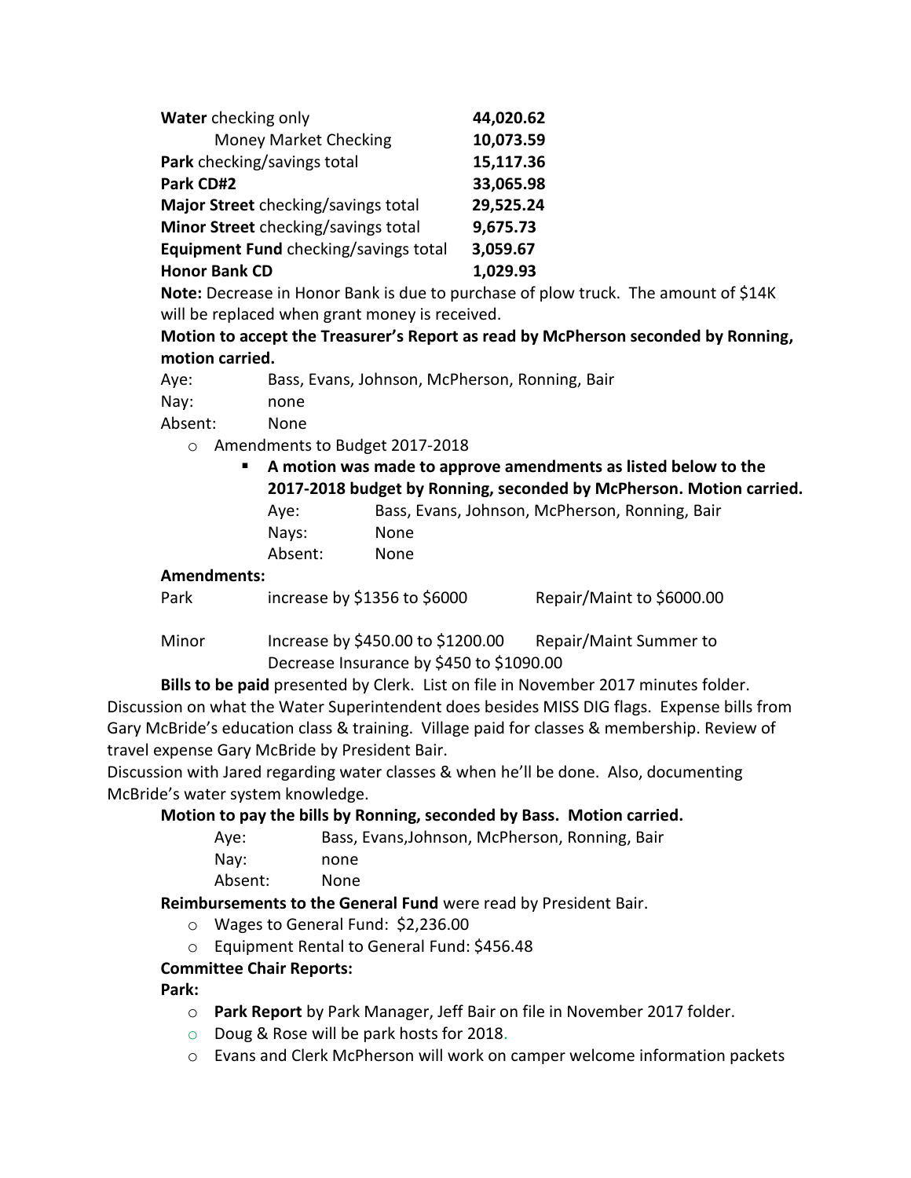| | |
|---|---|
| **Water** checking only | **44,020.62** |
| Money Market Checking | **10,073.59** |
| **Park** checking/savings total | **15,117.36** |
| **Park CD#2** | **33,065.98** |
| **Major Street** checking/savings total | **29,525.24** |
| **Minor Street** checking/savings total | **9,675.73** |
| **Equipment Fund** checking/savings total | **3,059.67** |
| **Honor Bank CD** | **1,029.93** |

**Note:** Decrease in Honor Bank is due to purchase of plow truck. The amount of $14K will be replaced when grant money is received.

**Motion to accept the Treasurer's Report as read by McPherson seconded by Ronning, motion carried.**

Aye: Bass, Evans, Johnson, McPherson, Ronning, Bair
Nay: none
Absent: None

- Amendments to Budget 2017-2018
  - **A motion was made to approve amendments as listed below to the 2017-2018 budget by Ronning, seconded by McPherson. Motion carried.**

    Aye: Bass, Evans, Johnson, McPherson, Ronning, Bair
    Nays: None
    Absent: None

**Amendments:**

Park increase by $1356 to $6000 Repair/Maint to $6000.00

Minor Increase by $450.00 to $1200.00 Repair/Maint Summer to
Decrease Insurance by $450 to $1090.00

**Bills to be paid** presented by Clerk. List on file in November 2017 minutes folder. Discussion on what the Water Superintendent does besides MISS DIG flags. Expense bills from Gary McBride's education class & training. Village paid for classes & membership. Review of travel expense Gary McBride by President Bair.

Discussion with Jared regarding water classes & when he'll be done. Also, documenting McBride's water system knowledge.

**Motion to pay the bills by Ronning, seconded by Bass. Motion carried.**

Aye: Bass, Evans,Johnson, McPherson, Ronning, Bair
Nay: none
Absent: None

**Reimbursements to the General Fund** were read by President Bair.

- Wages to General Fund: $2,236.00
- Equipment Rental to General Fund: $456.48

**Committee Chair Reports:**

**Park:**

- **Park Report** by Park Manager, Jeff Bair on file in November 2017 folder.
- Doug & Rose will be park hosts for 2018.
- Evans and Clerk McPherson will work on camper welcome information packets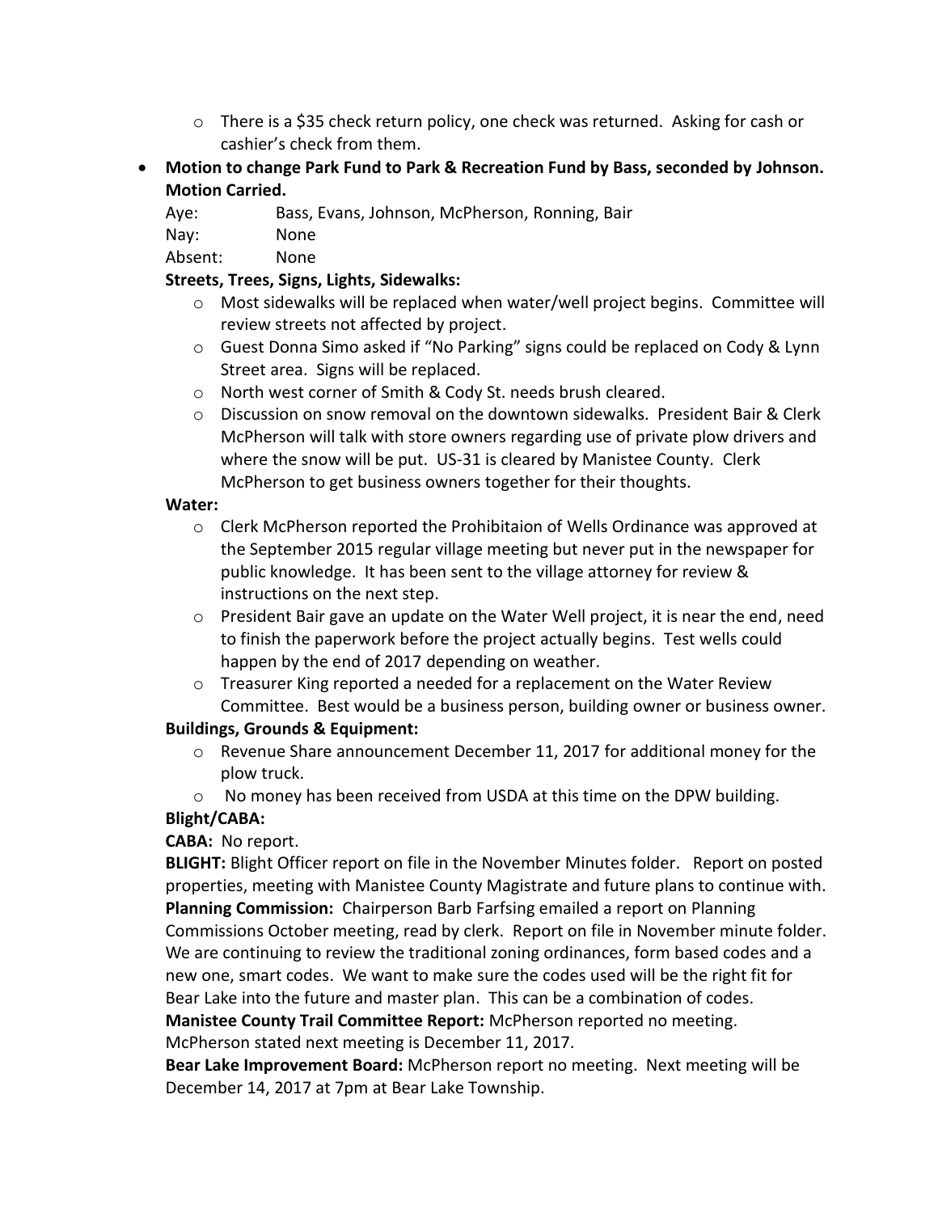- There is a $35 check return policy, one check was returned. Asking for cash or cashier's check from them.

- **Motion to change Park Fund to Park & Recreation Fund by Bass, seconded by Johnson. Motion Carried.**

  Aye: Bass, Evans, Johnson, McPherson, Ronning, Bair
  Nay: None
  Absent: None

  **Streets, Trees, Signs, Lights, Sidewalks:**

  - Most sidewalks will be replaced when water/well project begins. Committee will review streets not affected by project.
  - Guest Donna Simo asked if "No Parking" signs could be replaced on Cody & Lynn Street area. Signs will be replaced.
  - North west corner of Smith & Cody St. needs brush cleared.
  - Discussion on snow removal on the downtown sidewalks. President Bair & Clerk McPherson will talk with store owners regarding use of private plow drivers and where the snow will be put. US-31 is cleared by Manistee County. Clerk McPherson to get business owners together for their thoughts.

  **Water:**

  - Clerk McPherson reported the Prohibitaion of Wells Ordinance was approved at the September 2015 regular village meeting but never put in the newspaper for public knowledge. It has been sent to the village attorney for review & instructions on the next step.
  - President Bair gave an update on the Water Well project, it is near the end, need to finish the paperwork before the project actually begins. Test wells could happen by the end of 2017 depending on weather.
  - Treasurer King reported a needed for a replacement on the Water Review Committee. Best would be a business person, building owner or business owner.

  **Buildings, Grounds & Equipment:**

  - Revenue Share announcement December 11, 2017 for additional money for the plow truck.
  - No money has been received from USDA at this time on the DPW building.

  **Blight/CABA:**

  **CABA:** No report.

  **BLIGHT:** Blight Officer report on file in the November Minutes folder. Report on posted properties, meeting with Manistee County Magistrate and future plans to continue with.

  **Planning Commission:** Chairperson Barb Farfsing emailed a report on Planning Commissions October meeting, read by clerk. Report on file in November minute folder. We are continuing to review the traditional zoning ordinances, form based codes and a new one, smart codes. We want to make sure the codes used will be the right fit for Bear Lake into the future and master plan. This can be a combination of codes.

  **Manistee County Trail Committee Report:** McPherson reported no meeting. McPherson stated next meeting is December 11, 2017.

  **Bear Lake Improvement Board:** McPherson report no meeting. Next meeting will be December 14, 2017 at 7pm at Bear Lake Township.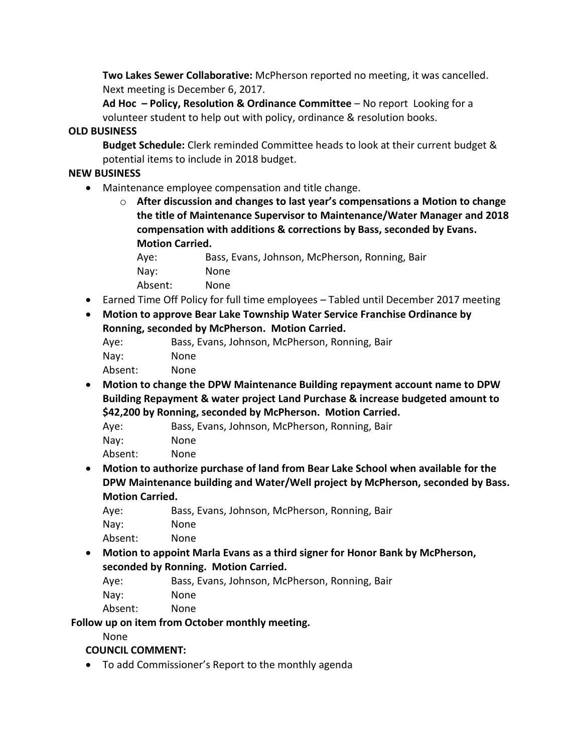**Two Lakes Sewer Collaborative:** McPherson reported no meeting, it was cancelled. Next meeting is December 6, 2017.

**Ad Hoc – Policy, Resolution & Ordinance Committee** – No report Looking for a volunteer student to help out with policy, ordinance & resolution books.

**OLD BUSINESS**

**Budget Schedule:** Clerk reminded Committee heads to look at their current budget & potential items to include in 2018 budget.

**NEW BUSINESS**

- Maintenance employee compensation and title change.
    - **After discussion and changes to last year's compensations a Motion to change the title of Maintenance Supervisor to Maintenance/Water Manager and 2018 compensation with additions & corrections by Bass, seconded by Evans. Motion Carried.**

      Aye: Bass, Evans, Johnson, McPherson, Ronning, Bair
      Nay: None
      Absent: None
- Earned Time Off Policy for full time employees – Tabled until December 2017 meeting
- **Motion to approve Bear Lake Township Water Service Franchise Ordinance by Ronning, seconded by McPherson. Motion Carried.**

  Aye: Bass, Evans, Johnson, McPherson, Ronning, Bair
  Nay: None
  Absent: None
- **Motion to change the DPW Maintenance Building repayment account name to DPW Building Repayment & water project Land Purchase & increase budgeted amount to $42,200 by Ronning, seconded by McPherson. Motion Carried.**

  Aye: Bass, Evans, Johnson, McPherson, Ronning, Bair
  Nay: None
  Absent: None
- **Motion to authorize purchase of land from Bear Lake School when available for the DPW Maintenance building and Water/Well project by McPherson, seconded by Bass. Motion Carried.**

  Aye: Bass, Evans, Johnson, McPherson, Ronning, Bair
  Nay: None
  Absent: None
- **Motion to appoint Marla Evans as a third signer for Honor Bank by McPherson, seconded by Ronning. Motion Carried.**

  Aye: Bass, Evans, Johnson, McPherson, Ronning, Bair
  Nay: None
  Absent: None

**Follow up on item from October monthly meeting.**

None

**COUNCIL COMMENT:**

- To add Commissioner's Report to the monthly agenda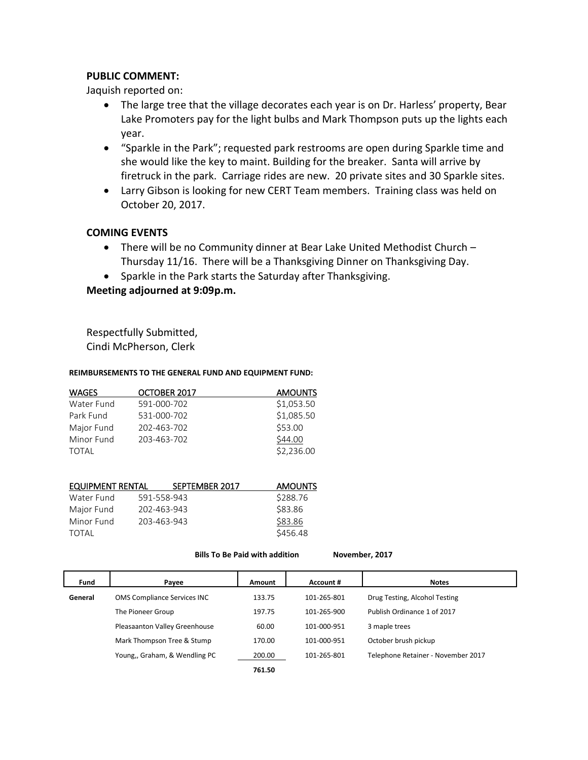**PUBLIC COMMENT:**

Jaquish reported on:

- The large tree that the village decorates each year is on Dr. Harless' property, Bear Lake Promoters pay for the light bulbs and Mark Thompson puts up the lights each year.
- "Sparkle in the Park"; requested park restrooms are open during Sparkle time and she would like the key to maint. Building for the breaker. Santa will arrive by firetruck in the park. Carriage rides are new. 20 private sites and 30 Sparkle sites.
- Larry Gibson is looking for new CERT Team members. Training class was held on October 20, 2017.

**COMING EVENTS**

- There will be no Community dinner at Bear Lake United Methodist Church – Thursday 11/16. There will be a Thanksgiving Dinner on Thanksgiving Day.
- Sparkle in the Park starts the Saturday after Thanksgiving.

**Meeting adjourned at 9:09p.m.**

Respectfully Submitted,
Cindi McPherson, Clerk

**REIMBURSEMENTS TO THE GENERAL FUND AND EQUIPMENT FUND:**

| WAGES | OCTOBER 2017 | AMOUNTS |
|---|---|---|
| Water Fund | 591-000-702 | $1,053.50 |
| Park Fund | 531-000-702 | $1,085.50 |
| Major Fund | 202-463-702 | $53.00 |
| Minor Fund | 203-463-702 | $44.00 |
| TOTAL | | $2,236.00 |

| EQUIPMENT RENTAL | SEPTEMBER 2017 | AMOUNTS |
|---|---|---|
| Water Fund | 591-558-943 | $288.76 |
| Major Fund | 202-463-943 | $83.86 |
| Minor Fund | 203-463-943 | $83.86 |
| TOTAL | | $456.48 |

**Bills To Be Paid with addition November, 2017**

| Fund | Payee | Amount | Account # | Notes |
|---|---|---|---|---|
| General | OMS Compliance Services INC | 133.75 | 101-265-801 | Drug Testing, Alcohol Testing |
| | The Pioneer Group | 197.75 | 101-265-900 | Publish Ordinance 1 of 2017 |
| | Pleasaanton Valley Greenhouse | 60.00 | 101-000-951 | 3 maple trees |
| | Mark Thompson Tree & Stump | 170.00 | 101-000-951 | October brush pickup |
| | Young,, Graham, & Wendling PC | 200.00 | 101-265-801 | Telephone Retainer - November 2017 |
| | | **761.50** | | |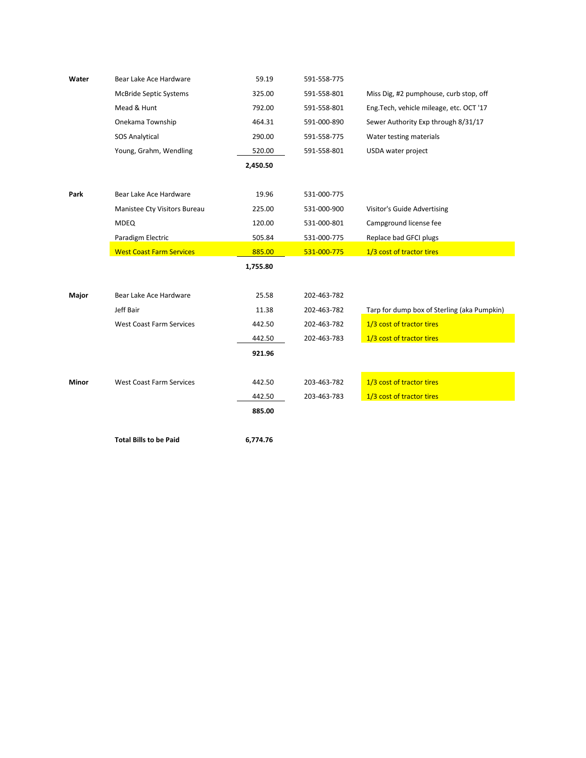| | | | | |
|---|---|---|---|---|
| **Water** | Bear Lake Ace Hardware | 59.19 | 591-558-775 | |
| | McBride Septic Systems | 325.00 | 591-558-801 | Miss Dig, #2 pumphouse, curb stop, off |
| | Mead & Hunt | 792.00 | 591-558-801 | Eng.Tech, vehicle mileage, etc. OCT '17 |
| | Onekama Township | 464.31 | 591-000-890 | Sewer Authority Exp through 8/31/17 |
| | SOS Analytical | 290.00 | 591-558-775 | Water testing materials |
| | Young, Grahm, Wendling | 520.00 | 591-558-801 | USDA water project |
| | | **2,450.50** | | |
| **Park** | Bear Lake Ace Hardware | 19.96 | 531-000-775 | |
| | Manistee Cty Visitors Bureau | 225.00 | 531-000-900 | Visitor's Guide Advertising |
| | MDEQ | 120.00 | 531-000-801 | Campground license fee |
| | Paradigm Electric | 505.84 | 531-000-775 | Replace bad GFCI plugs |
| | West Coast Farm Services | 885.00 | 531-000-775 | 1/3 cost of tractor tires |
| | | **1,755.80** | | |
| **Major** | Bear Lake Ace Hardware | 25.58 | 202-463-782 | |
| | Jeff Bair | 11.38 | 202-463-782 | Tarp for dump box of Sterling (aka Pumpkin) |
| | West Coast Farm Services | 442.50 | 202-463-782 | 1/3 cost of tractor tires |
| | | 442.50 | 202-463-783 | 1/3 cost of tractor tires |
| | | **921.96** | | |
| **Minor** | West Coast Farm Services | 442.50 | 203-463-782 | 1/3 cost of tractor tires |
| | | 442.50 | 203-463-783 | 1/3 cost of tractor tires |
| | | **885.00** | | |
| | **Total Bills to be Paid** | **6,774.76** | | |